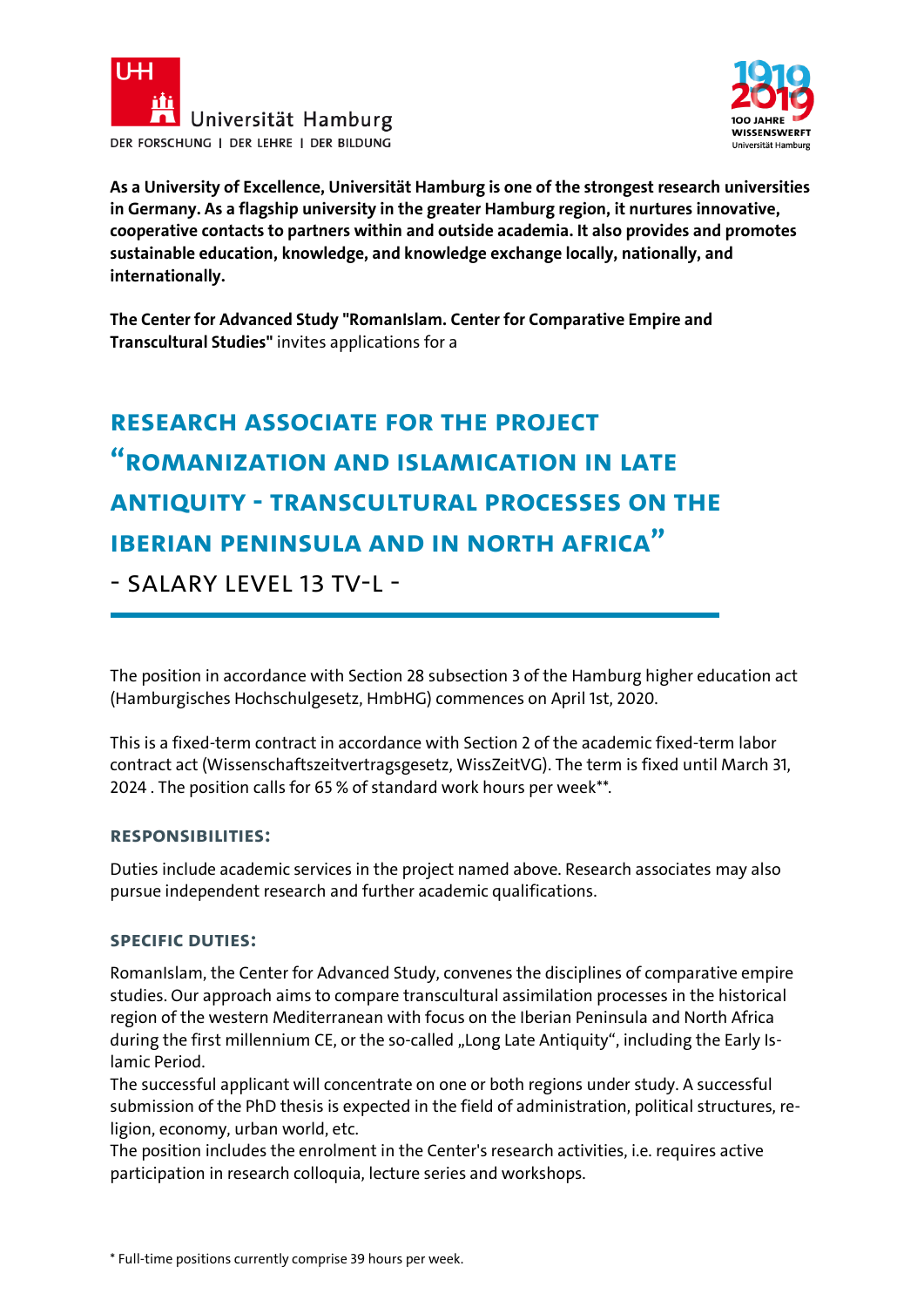Universität Hamburg
DER FORSCHUNG | DER LEHRE | DER BILDUNG

1919 2019
100 JAHRE
WISSENSWERFT
Universität Hamburg

**As a University of Excellence, Universität Hamburg is one of the strongest research universities in Germany. As a flagship university in the greater Hamburg region, it nurtures innovative, cooperative contacts to partners within and outside academia. It also provides and promotes sustainable education, knowledge, and knowledge exchange locally, nationally, and internationally.**

**The Center for Advanced Study "RomanIslam. Center for Comparative Empire and Transcultural Studies"** invites applications for a

# Research Associate for the Project "Romanization and Islamication in Late Antiquity - Transcultural Processes on the Iberian Peninsula and in North Africa"

## - Salary Level 13 TV-L -

The position in accordance with Section 28 subsection 3 of the Hamburg higher education act (Hamburgisches Hochschulgesetz, HmbHG) commences on April 1st, 2020.

This is a fixed-term contract in accordance with Section 2 of the academic fixed-term labor contract act (Wissenschaftszeitvertragsgesetz, WissZeitVG). The term is fixed until March 31, 2024 . The position calls for 65 % of standard work hours per week**.

### Responsibilities:

Duties include academic services in the project named above. Research associates may also pursue independent research and further academic qualifications.

### Specific Duties:

RomanIslam, the Center for Advanced Study, convenes the disciplines of comparative empire studies. Our approach aims to compare transcultural assimilation processes in the historical region of the western Mediterranean with focus on the Iberian Peninsula and North Africa during the first millennium CE, or the so-called „Long Late Antiquity", including the Early Islamic Period.
The successful applicant will concentrate on one or both regions under study. A successful submission of the PhD thesis is expected in the field of administration, political structures, religion, economy, urban world, etc.
The position includes the enrolment in the Center's research activities, i.e. requires active participation in research colloquia, lecture series and workshops.

* Full-time positions currently comprise 39 hours per week.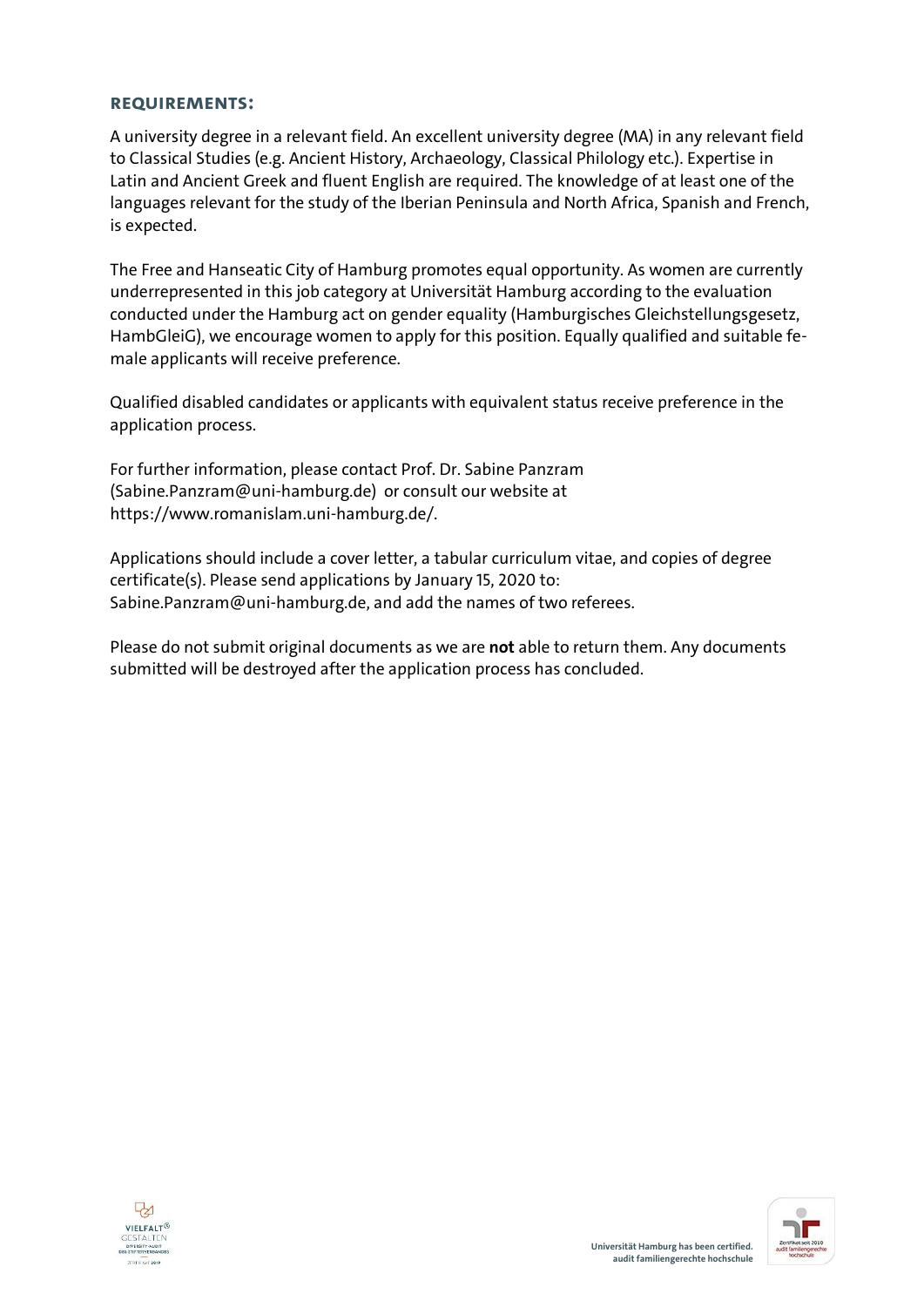## REQUIREMENTS:

A university degree in a relevant field. An excellent university degree (MA) in any relevant field to Classical Studies (e.g. Ancient History, Archaeology, Classical Philology etc.). Expertise in Latin and Ancient Greek and fluent English are required. The knowledge of at least one of the languages relevant for the study of the Iberian Peninsula and North Africa, Spanish and French, is expected.

The Free and Hanseatic City of Hamburg promotes equal opportunity. As women are currently underrepresented in this job category at Universität Hamburg according to the evaluation conducted under the Hamburg act on gender equality (Hamburgisches Gleichstellungsgesetz, HambGleiG), we encourage women to apply for this position. Equally qualified and suitable female applicants will receive preference.

Qualified disabled candidates or applicants with equivalent status receive preference in the application process.

For further information, please contact Prof. Dr. Sabine Panzram (Sabine.Panzram@uni-hamburg.de) or consult our website at https://www.romanislam.uni-hamburg.de/.

Applications should include a cover letter, a tabular curriculum vitae, and copies of degree certificate(s). Please send applications by January 15, 2020 to: Sabine.Panzram@uni-hamburg.de, and add the names of two referees.

Please do not submit original documents as we are **not** able to return them. Any documents submitted will be destroyed after the application process has concluded.

VIELFALT® GESTALTEN DIVERSITY-AUDIT DES STIFTERVERBANDES ZERTIFIKAT 2019

Universität Hamburg has been certified. audit familiengerechte hochschule

Zertifikat seit 2010 audit familiengerechte hochschule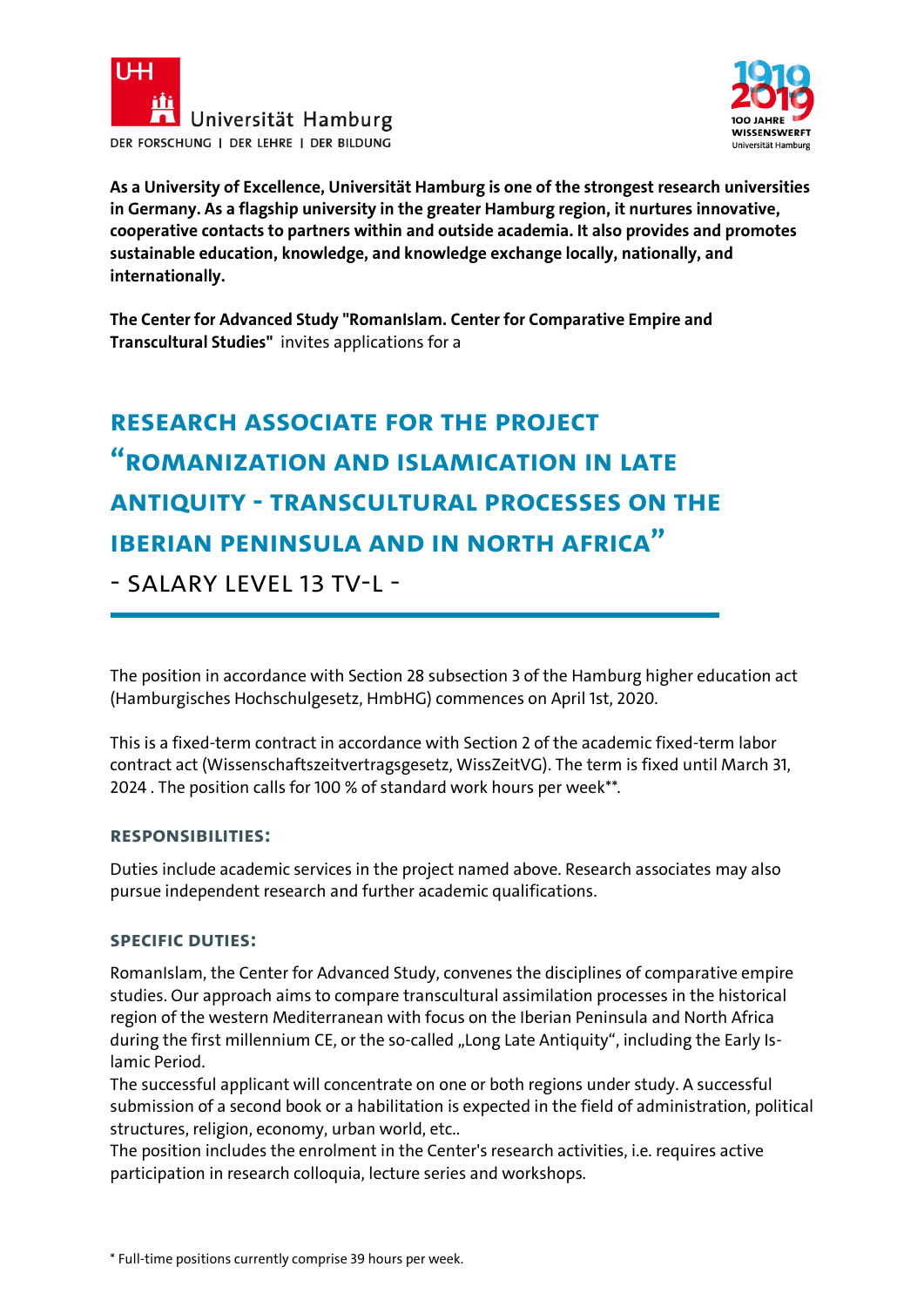**As a University of Excellence, Universität Hamburg is one of the strongest research universities in Germany. As a flagship university in the greater Hamburg region, it nurtures innovative, cooperative contacts to partners within and outside academia. It also provides and promotes sustainable education, knowledge, and knowledge exchange locally, nationally, and internationally.**

**The Center for Advanced Study "RomanIslam. Center for Comparative Empire and Transcultural Studies"** invites applications for a

# Research Associate for the Project "Romanization and Islamication in Late Antiquity - Transcultural Processes on the Iberian Peninsula and in North Africa"

## - Salary Level 13 TV-L -

The position in accordance with Section 28 subsection 3 of the Hamburg higher education act (Hamburgisches Hochschulgesetz, HmbHG) commences on April 1st, 2020.

This is a fixed-term contract in accordance with Section 2 of the academic fixed-term labor contract act (Wissenschaftszeitvertragsgesetz, WissZeitVG). The term is fixed until March 31, 2024 . The position calls for 100 % of standard work hours per week**.

### Responsibilities:

Duties include academic services in the project named above. Research associates may also pursue independent research and further academic qualifications.

### Specific Duties:

RomanIslam, the Center for Advanced Study, convenes the disciplines of comparative empire studies. Our approach aims to compare transcultural assimilation processes in the historical region of the western Mediterranean with focus on the Iberian Peninsula and North Africa during the first millennium CE, or the so-called „Long Late Antiquity", including the Early Islamic Period.
The successful applicant will concentrate on one or both regions under study. A successful submission of a second book or a habilitation is expected in the field of administration, political structures, religion, economy, urban world, etc..
The position includes the enrolment in the Center's research activities, i.e. requires active participation in research colloquia, lecture series and workshops.

\* Full-time positions currently comprise 39 hours per week.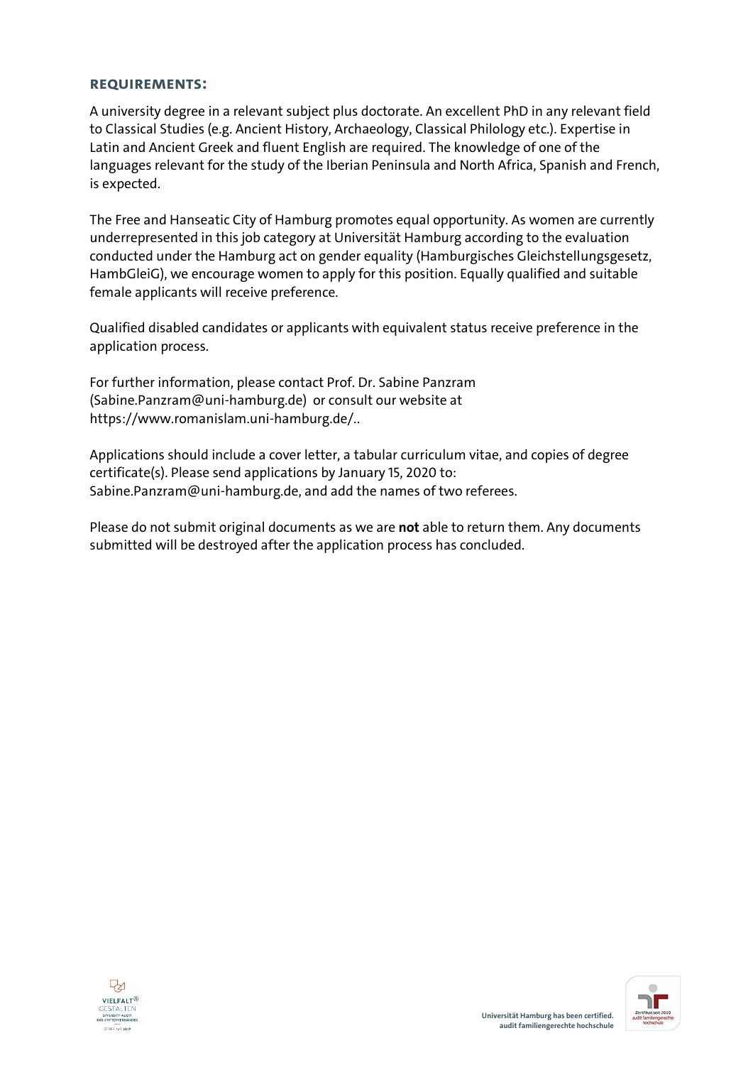### REQUIREMENTS:

A university degree in a relevant subject plus doctorate. An excellent PhD in any relevant field to Classical Studies (e.g. Ancient History, Archaeology, Classical Philology etc.). Expertise in Latin and Ancient Greek and fluent English are required. The knowledge of one of the languages relevant for the study of the Iberian Peninsula and North Africa, Spanish and French, is expected.

The Free and Hanseatic City of Hamburg promotes equal opportunity. As women are currently underrepresented in this job category at Universität Hamburg according to the evaluation conducted under the Hamburg act on gender equality (Hamburgisches Gleichstellungsgesetz, HambGleiG), we encourage women to apply for this position. Equally qualified and suitable female applicants will receive preference.

Qualified disabled candidates or applicants with equivalent status receive preference in the application process.

For further information, please contact Prof. Dr. Sabine Panzram (Sabine.Panzram@uni-hamburg.de) or consult our website at https://www.romanislam.uni-hamburg.de/..

Applications should include a cover letter, a tabular curriculum vitae, and copies of degree certificate(s). Please send applications by January 15, 2020 to: Sabine.Panzram@uni-hamburg.de, and add the names of two referees.

Please do not submit original documents as we are **not** able to return them. Any documents submitted will be destroyed after the application process has concluded.

VIELFALT® GESTALTEN
DIVERSITY-AUDIT
DES STIFTERVERBANDES
ZERTIFIKAT 2019

Universität Hamburg has been certified.
audit familiengerechte hochschule

Zertifikat seit 2010
audit familiengerechte hochschule